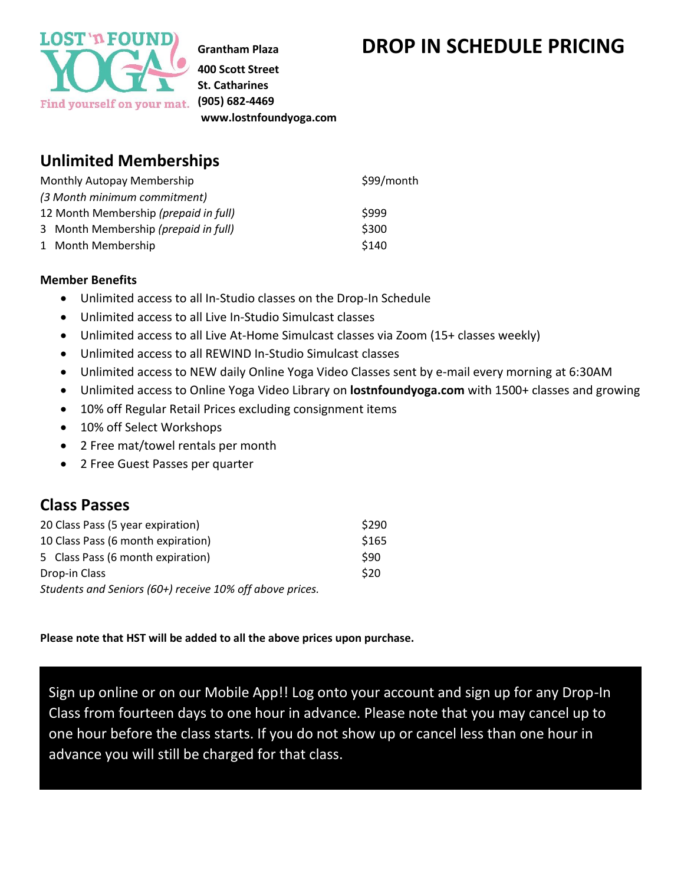LOST 'n FOUND YOGA
Find yourself on your mat.

**Grantham Plaza**
**400 Scott Street**
**St. Catharines**
**(905) 682-4469**
**www.lostnfoundyoga.com**

# DROP IN SCHEDULE PRICING

## Unlimited Memberships

| | |
|---|---|
| Monthly Autopay Membership *(3 Month minimum commitment)* | $99/month |
| 12 Month Membership *(prepaid in full)* | $999 |
| 3 Month Membership *(prepaid in full)* | $300 |
| 1 Month Membership | $140 |

**Member Benefits**

- Unlimited access to all In-Studio classes on the Drop-In Schedule
- Unlimited access to all Live In-Studio Simulcast classes
- Unlimited access to all Live At-Home Simulcast classes via Zoom (15+ classes weekly)
- Unlimited access to all REWIND In-Studio Simulcast classes
- Unlimited access to NEW daily Online Yoga Video Classes sent by e-mail every morning at 6:30AM
- Unlimited access to Online Yoga Video Library on **lostnfoundyoga.com** with 1500+ classes and growing
- 10% off Regular Retail Prices excluding consignment items
- 10% off Select Workshops
- 2 Free mat/towel rentals per month
- 2 Free Guest Passes per quarter

## Class Passes

| | |
|---|---|
| 20 Class Pass (5 year expiration) | $290 |
| 10 Class Pass (6 month expiration) | $165 |
| 5 Class Pass (6 month expiration) | $90 |
| Drop-in Class | $20 |

*Students and Seniors (60+) receive 10% off above prices.*

**Please note that HST will be added to all the above prices upon purchase.**

Sign up online or on our Mobile App!! Log onto your account and sign up for any Drop-In Class from fourteen days to one hour in advance. Please note that you may cancel up to one hour before the class starts. If you do not show up or cancel less than one hour in advance you will still be charged for that class.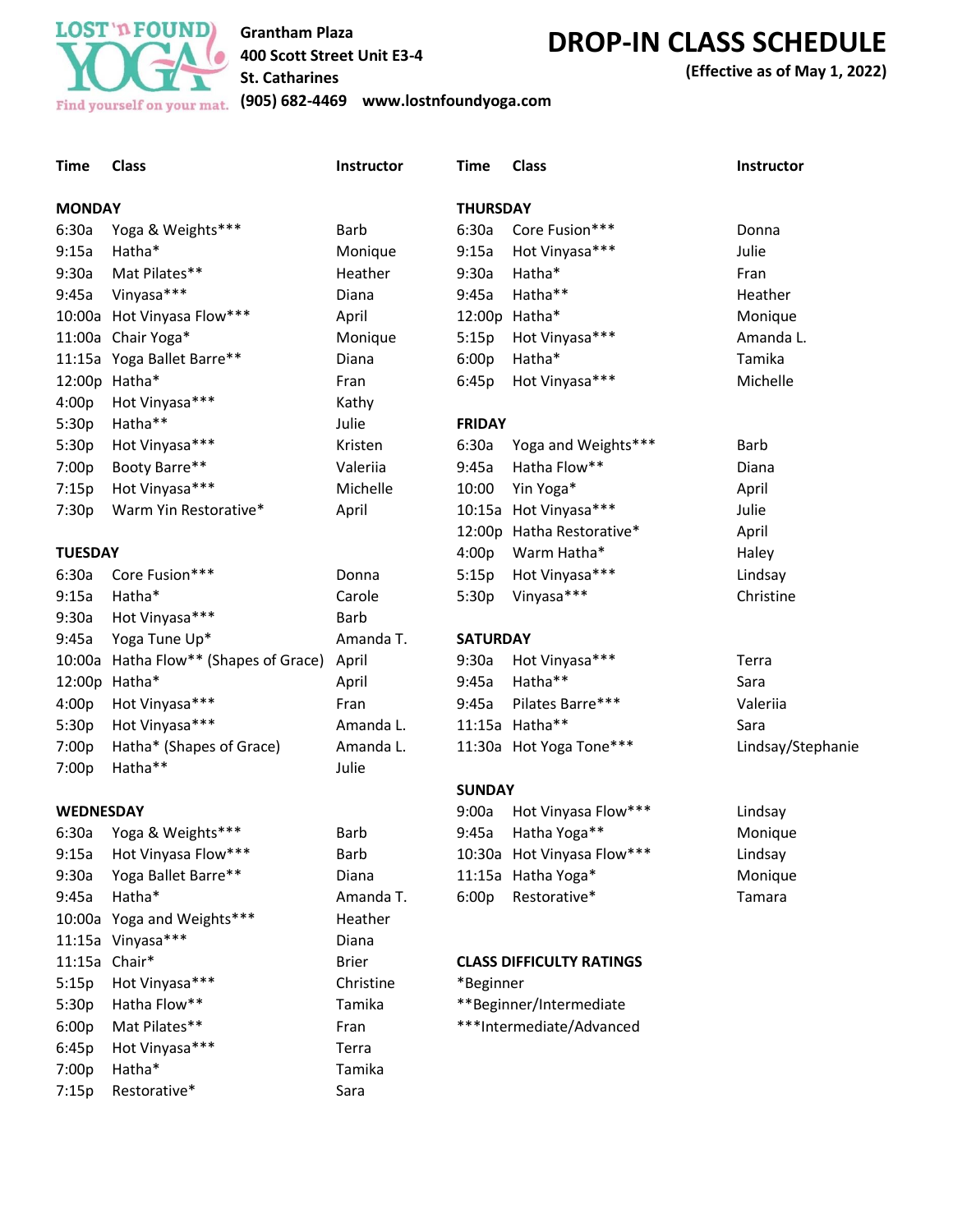LOST 'n FOUND YOGA

Find yourself on your mat.

**Grantham Plaza**
**400 Scott Street Unit E3-4**
**St. Catharines**
**(905) 682-4469 www.lostnfoundyoga.com**

# DROP-IN CLASS SCHEDULE

**(Effective as of May 1, 2022)**

## MONDAY

| Time | Class | Instructor |
|---|---|---|
| 6:30a | Yoga & Weights*** | Barb |
| 9:15a | Hatha* | Monique |
| 9:30a | Mat Pilates** | Heather |
| 9:45a | Vinyasa*** | Diana |
| 10:00a | Hot Vinyasa Flow*** | April |
| 11:00a | Chair Yoga* | Monique |
| 11:15a | Yoga Ballet Barre** | Diana |
| 12:00p | Hatha* | Fran |
| 4:00p | Hot Vinyasa*** | Kathy |
| 5:30p | Hatha** | Julie |
| 5:30p | Hot Vinyasa*** | Kristen |
| 7:00p | Booty Barre** | Valeriia |
| 7:15p | Hot Vinyasa*** | Michelle |
| 7:30p | Warm Yin Restorative* | April |

## TUESDAY

| Time | Class | Instructor |
|---|---|---|
| 6:30a | Core Fusion*** | Donna |
| 9:15a | Hatha* | Carole |
| 9:30a | Hot Vinyasa*** | Barb |
| 9:45a | Yoga Tune Up* | Amanda T. |
| 10:00a | Hatha Flow** (Shapes of Grace) | April |
| 12:00p | Hatha* | April |
| 4:00p | Hot Vinyasa*** | Fran |
| 5:30p | Hot Vinyasa*** | Amanda L. |
| 7:00p | Hatha* (Shapes of Grace) | Amanda L. |
| 7:00p | Hatha** | Julie |

## WEDNESDAY

| Time | Class | Instructor |
|---|---|---|
| 6:30a | Yoga & Weights*** | Barb |
| 9:15a | Hot Vinyasa Flow*** | Barb |
| 9:30a | Yoga Ballet Barre** | Diana |
| 9:45a | Hatha* | Amanda T. |
| 10:00a | Yoga and Weights*** | Heather |
| 11:15a | Vinyasa*** | Diana |
| 11:15a | Chair* | Brier |
| 5:15p | Hot Vinyasa*** | Christine |
| 5:30p | Hatha Flow** | Tamika |
| 6:00p | Mat Pilates** | Fran |
| 6:45p | Hot Vinyasa*** | Terra |
| 7:00p | Hatha* | Tamika |
| 7:15p | Restorative* | Sara |

## THURSDAY

| Time | Class | Instructor |
|---|---|---|
| 6:30a | Core Fusion*** | Donna |
| 9:15a | Hot Vinyasa*** | Julie |
| 9:30a | Hatha* | Fran |
| 9:45a | Hatha** | Heather |
| 12:00p | Hatha* | Monique |
| 5:15p | Hot Vinyasa*** | Amanda L. |
| 6:00p | Hatha* | Tamika |
| 6:45p | Hot Vinyasa*** | Michelle |

## FRIDAY

| Time | Class | Instructor |
|---|---|---|
| 6:30a | Yoga and Weights*** | Barb |
| 9:45a | Hatha Flow** | Diana |
| 10:00 | Yin Yoga* | April |
| 10:15a | Hot Vinyasa*** | Julie |
| 12:00p | Hatha Restorative* | April |
| 4:00p | Warm Hatha* | Haley |
| 5:15p | Hot Vinyasa*** | Lindsay |
| 5:30p | Vinyasa*** | Christine |

## SATURDAY

| Time | Class | Instructor |
|---|---|---|
| 9:30a | Hot Vinyasa*** | Terra |
| 9:45a | Hatha** | Sara |
| 9:45a | Pilates Barre*** | Valeriia |
| 11:15a | Hatha** | Sara |
| 11:30a | Hot Yoga Tone*** | Lindsay/Stephanie |

## SUNDAY

| Time | Class | Instructor |
|---|---|---|
| 9:00a | Hot Vinyasa Flow*** | Lindsay |
| 9:45a | Hatha Yoga** | Monique |
| 10:30a | Hot Vinyasa Flow*** | Lindsay |
| 11:15a | Hatha Yoga* | Monique |
| 6:00p | Restorative* | Tamara |

## CLASS DIFFICULTY RATINGS

*Beginner
**Beginner/Intermediate
***Intermediate/Advanced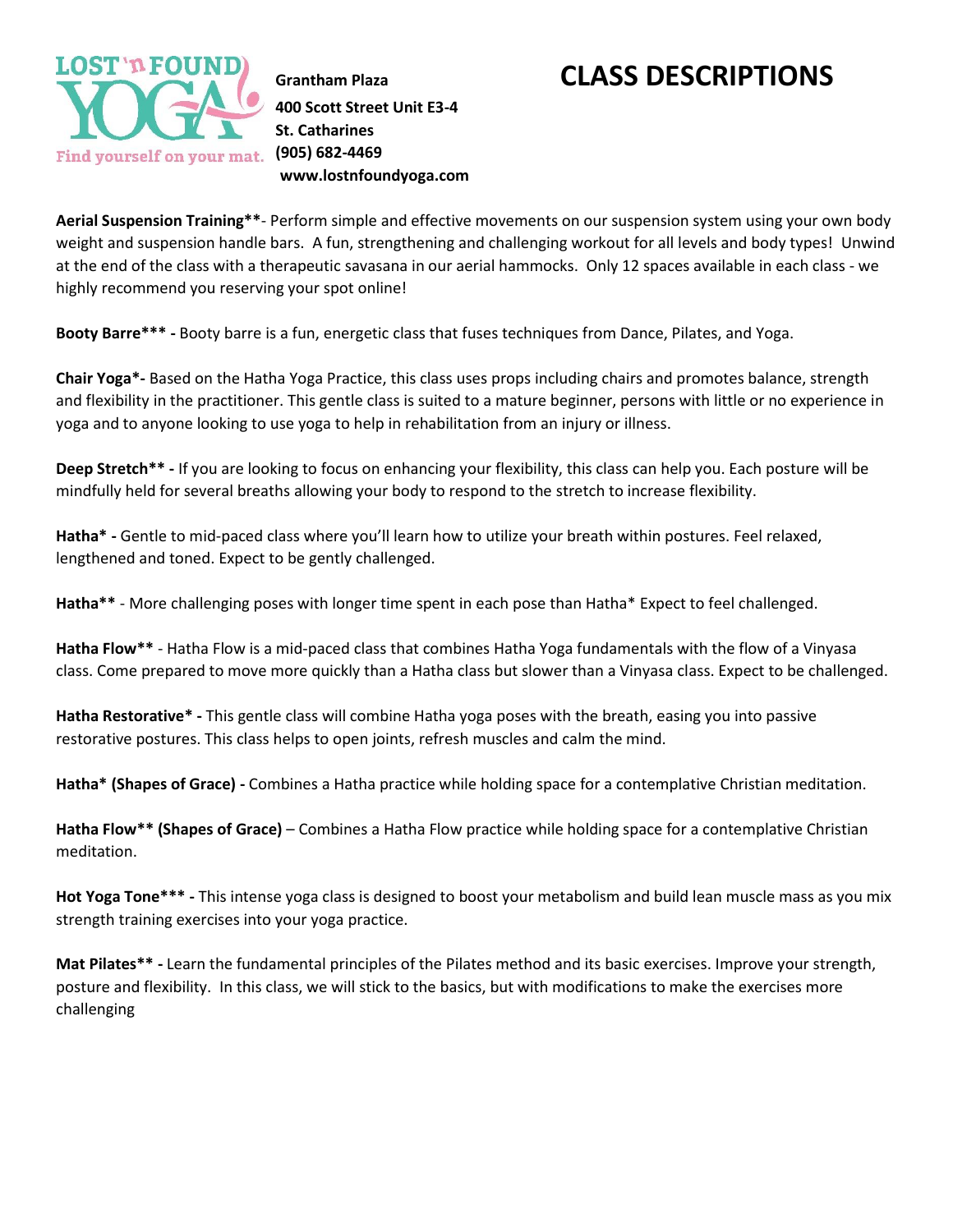LOST 'n FOUND YOGA
Find yourself on your mat.

**Grantham Plaza**
**400 Scott Street Unit E3-4**
**St. Catharines**
**(905) 682-4469**
**www.lostnfoundyoga.com**

# CLASS DESCRIPTIONS

**Aerial Suspension Training****- Perform simple and effective movements on our suspension system using your own body weight and suspension handle bars. A fun, strengthening and challenging workout for all levels and body types! Unwind at the end of the class with a therapeutic savasana in our aerial hammocks. Only 12 spaces available in each class - we highly recommend you reserving your spot online!

**Booty Barre*** -** Booty barre is a fun, energetic class that fuses techniques from Dance, Pilates, and Yoga.

**Chair Yoga*-** Based on the Hatha Yoga Practice, this class uses props including chairs and promotes balance, strength and flexibility in the practitioner. This gentle class is suited to a mature beginner, persons with little or no experience in yoga and to anyone looking to use yoga to help in rehabilitation from an injury or illness.

**Deep Stretch** -** If you are looking to focus on enhancing your flexibility, this class can help you. Each posture will be mindfully held for several breaths allowing your body to respond to the stretch to increase flexibility.

**Hatha* -** Gentle to mid-paced class where you'll learn how to utilize your breath within postures. Feel relaxed, lengthened and toned. Expect to be gently challenged.

**Hatha**** - More challenging poses with longer time spent in each pose than Hatha* Expect to feel challenged.

**Hatha Flow**** - Hatha Flow is a mid-paced class that combines Hatha Yoga fundamentals with the flow of a Vinyasa class. Come prepared to move more quickly than a Hatha class but slower than a Vinyasa class. Expect to be challenged.

**Hatha Restorative* -** This gentle class will combine Hatha yoga poses with the breath, easing you into passive restorative postures. This class helps to open joints, refresh muscles and calm the mind.

**Hatha* (Shapes of Grace) -** Combines a Hatha practice while holding space for a contemplative Christian meditation.

**Hatha Flow** (Shapes of Grace)** – Combines a Hatha Flow practice while holding space for a contemplative Christian meditation.

**Hot Yoga Tone*** -** This intense yoga class is designed to boost your metabolism and build lean muscle mass as you mix strength training exercises into your yoga practice.

**Mat Pilates** -** Learn the fundamental principles of the Pilates method and its basic exercises. Improve your strength, posture and flexibility. In this class, we will stick to the basics, but with modifications to make the exercises more challenging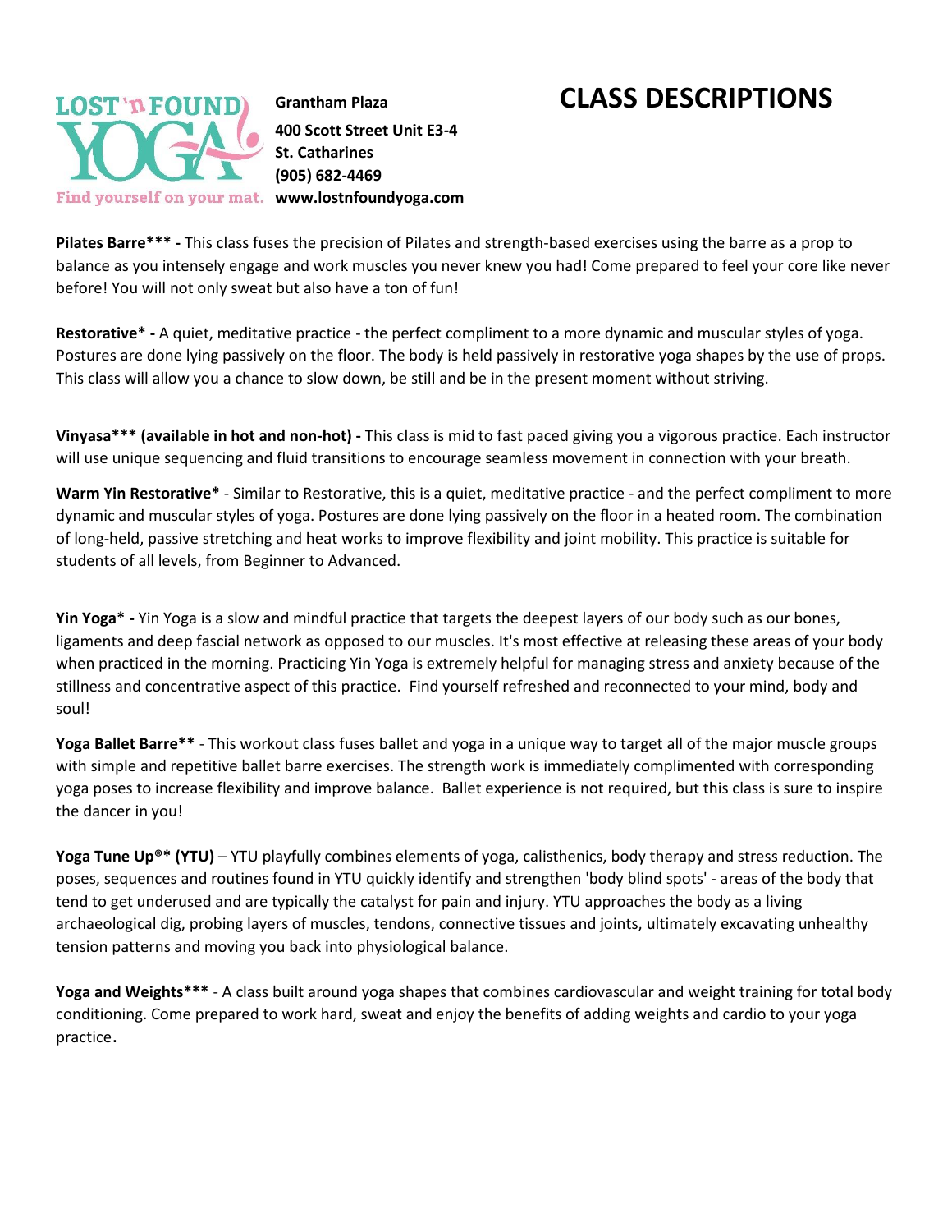LOST 'n FOUND YOGA

Find yourself on your mat.

**Grantham Plaza**
**400 Scott Street Unit E3-4**
**St. Catharines**
**(905) 682-4469**
**www.lostnfoundyoga.com**

# CLASS DESCRIPTIONS

**Pilates Barre*** -** This class fuses the precision of Pilates and strength-based exercises using the barre as a prop to balance as you intensely engage and work muscles you never knew you had! Come prepared to feel your core like never before! You will not only sweat but also have a ton of fun!

**Restorative* -** A quiet, meditative practice - the perfect compliment to a more dynamic and muscular styles of yoga. Postures are done lying passively on the floor. The body is held passively in restorative yoga shapes by the use of props. This class will allow you a chance to slow down, be still and be in the present moment without striving.

**Vinyasa*** (available in hot and non-hot) -** This class is mid to fast paced giving you a vigorous practice. Each instructor will use unique sequencing and fluid transitions to encourage seamless movement in connection with your breath.

**Warm Yin Restorative*** - Similar to Restorative, this is a quiet, meditative practice - and the perfect compliment to more dynamic and muscular styles of yoga. Postures are done lying passively on the floor in a heated room. The combination of long-held, passive stretching and heat works to improve flexibility and joint mobility. This practice is suitable for students of all levels, from Beginner to Advanced.

**Yin Yoga* -** Yin Yoga is a slow and mindful practice that targets the deepest layers of our body such as our bones, ligaments and deep fascial network as opposed to our muscles. It's most effective at releasing these areas of your body when practiced in the morning. Practicing Yin Yoga is extremely helpful for managing stress and anxiety because of the stillness and concentrative aspect of this practice. Find yourself refreshed and reconnected to your mind, body and soul!

**Yoga Ballet Barre**** - This workout class fuses ballet and yoga in a unique way to target all of the major muscle groups with simple and repetitive ballet barre exercises. The strength work is immediately complimented with corresponding yoga poses to increase flexibility and improve balance. Ballet experience is not required, but this class is sure to inspire the dancer in you!

**Yoga Tune Up®* (YTU)** – YTU playfully combines elements of yoga, calisthenics, body therapy and stress reduction. The poses, sequences and routines found in YTU quickly identify and strengthen 'body blind spots' - areas of the body that tend to get underused and are typically the catalyst for pain and injury. YTU approaches the body as a living archaeological dig, probing layers of muscles, tendons, connective tissues and joints, ultimately excavating unhealthy tension patterns and moving you back into physiological balance.

**Yoga and Weights***** - A class built around yoga shapes that combines cardiovascular and weight training for total body conditioning. Come prepared to work hard, sweat and enjoy the benefits of adding weights and cardio to your yoga practice.